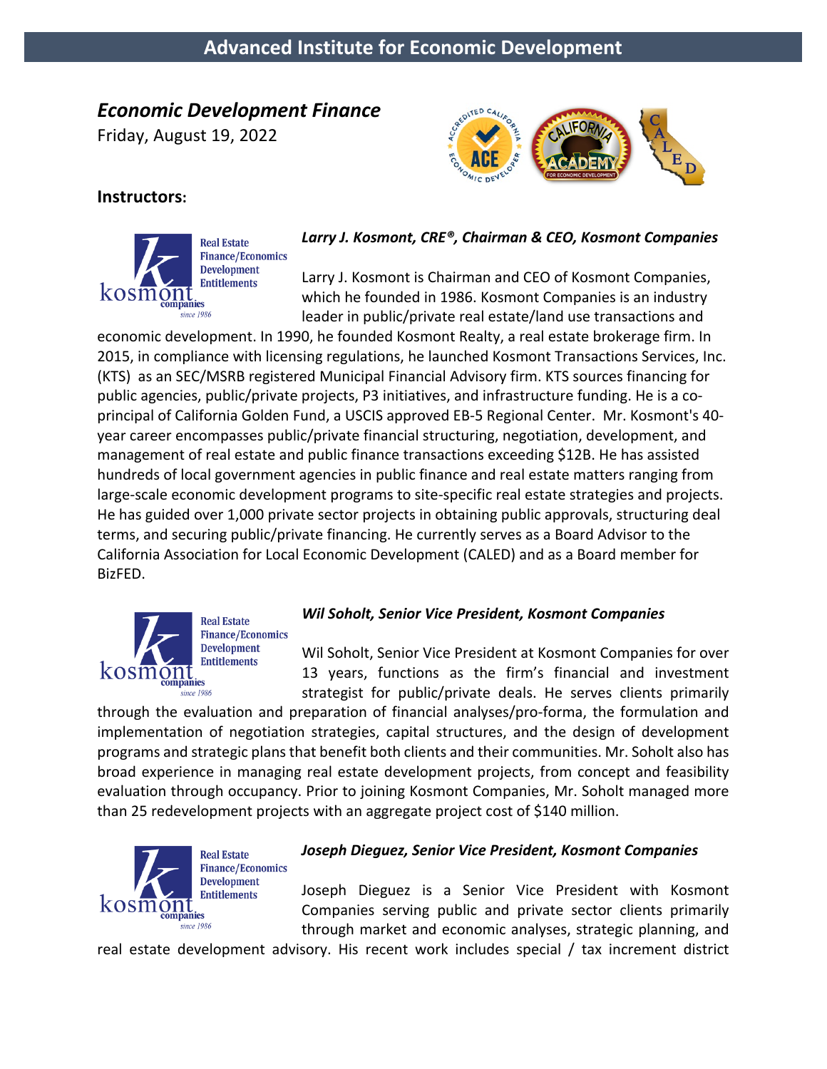# Advanced Institute for Economic Development

## *Economic Development Finance*

Friday, August 19, 2022

### Instructors:

***Larry J. Kosmont, CRE®, Chairman & CEO, Kosmont Companies***

Larry J. Kosmont is Chairman and CEO of Kosmont Companies, which he founded in 1986. Kosmont Companies is an industry leader in public/private real estate/land use transactions and economic development. In 1990, he founded Kosmont Realty, a real estate brokerage firm. In 2015, in compliance with licensing regulations, he launched Kosmont Transactions Services, Inc. (KTS) as an SEC/MSRB registered Municipal Financial Advisory firm. KTS sources financing for public agencies, public/private projects, P3 initiatives, and infrastructure funding. He is a co-principal of California Golden Fund, a USCIS approved EB-5 Regional Center. Mr. Kosmont's 40-year career encompasses public/private financial structuring, negotiation, development, and management of real estate and public finance transactions exceeding $12B. He has assisted hundreds of local government agencies in public finance and real estate matters ranging from large-scale economic development programs to site-specific real estate strategies and projects. He has guided over 1,000 private sector projects in obtaining public approvals, structuring deal terms, and securing public/private financing. He currently serves as a Board Advisor to the California Association for Local Economic Development (CALED) and as a Board member for BizFED.

***Wil Soholt, Senior Vice President, Kosmont Companies***

Wil Soholt, Senior Vice President at Kosmont Companies for over 13 years, functions as the firm's financial and investment strategist for public/private deals. He serves clients primarily through the evaluation and preparation of financial analyses/pro-forma, the formulation and implementation of negotiation strategies, capital structures, and the design of development programs and strategic plans that benefit both clients and their communities. Mr. Soholt also has broad experience in managing real estate development projects, from concept and feasibility evaluation through occupancy. Prior to joining Kosmont Companies, Mr. Soholt managed more than 25 redevelopment projects with an aggregate project cost of $140 million.

***Joseph Dieguez, Senior Vice President, Kosmont Companies***

Joseph Dieguez is a Senior Vice President with Kosmont Companies serving public and private sector clients primarily through market and economic analyses, strategic planning, and real estate development advisory. His recent work includes special / tax increment district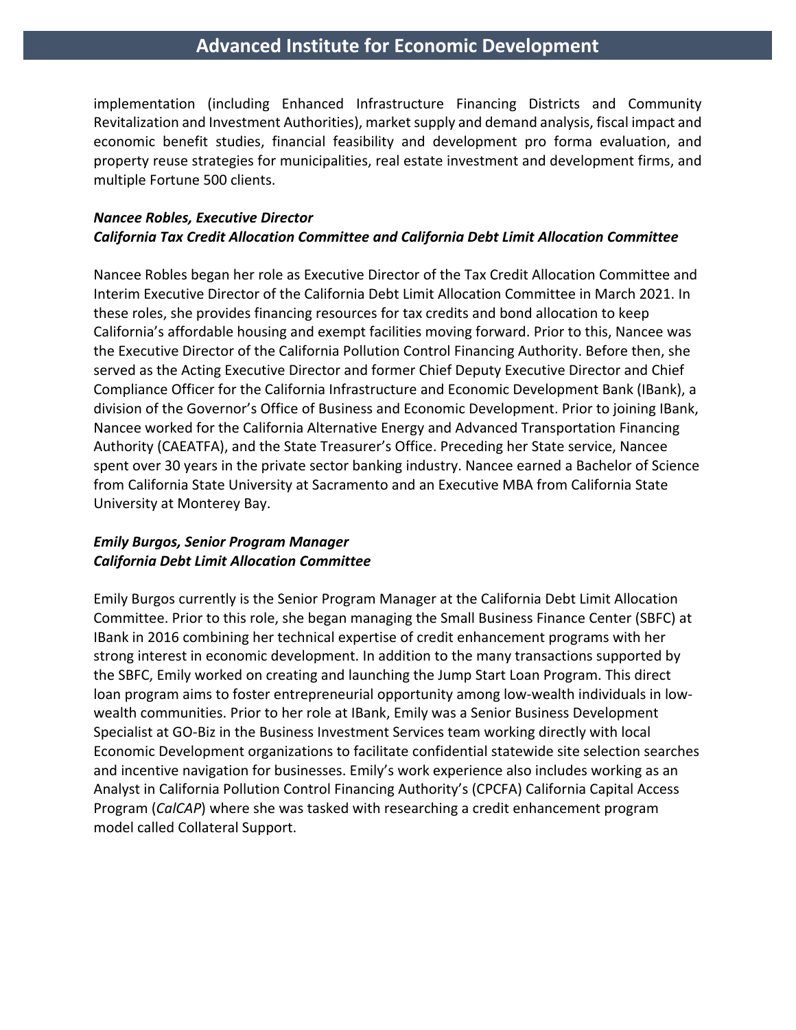implementation (including Enhanced Infrastructure Financing Districts and Community Revitalization and Investment Authorities), market supply and demand analysis, fiscal impact and economic benefit studies, financial feasibility and development pro forma evaluation, and property reuse strategies for municipalities, real estate investment and development firms, and multiple Fortune 500 clients.

***Nancee Robles, Executive Director***
***California Tax Credit Allocation Committee and California Debt Limit Allocation Committee***

Nancee Robles began her role as Executive Director of the Tax Credit Allocation Committee and Interim Executive Director of the California Debt Limit Allocation Committee in March 2021. In these roles, she provides financing resources for tax credits and bond allocation to keep California's affordable housing and exempt facilities moving forward. Prior to this, Nancee was the Executive Director of the California Pollution Control Financing Authority. Before then, she served as the Acting Executive Director and former Chief Deputy Executive Director and Chief Compliance Officer for the California Infrastructure and Economic Development Bank (IBank), a division of the Governor's Office of Business and Economic Development. Prior to joining IBank, Nancee worked for the California Alternative Energy and Advanced Transportation Financing Authority (CAEATFA), and the State Treasurer's Office. Preceding her State service, Nancee spent over 30 years in the private sector banking industry. Nancee earned a Bachelor of Science from California State University at Sacramento and an Executive MBA from California State University at Monterey Bay.

***Emily Burgos, Senior Program Manager***
***California Debt Limit Allocation Committee***

Emily Burgos currently is the Senior Program Manager at the California Debt Limit Allocation Committee. Prior to this role, she began managing the Small Business Finance Center (SBFC) at IBank in 2016 combining her technical expertise of credit enhancement programs with her strong interest in economic development. In addition to the many transactions supported by the SBFC, Emily worked on creating and launching the Jump Start Loan Program. This direct loan program aims to foster entrepreneurial opportunity among low-wealth individuals in low-wealth communities. Prior to her role at IBank, Emily was a Senior Business Development Specialist at GO-Biz in the Business Investment Services team working directly with local Economic Development organizations to facilitate confidential statewide site selection searches and incentive navigation for businesses. Emily's work experience also includes working as an Analyst in California Pollution Control Financing Authority's (CPCFA) California Capital Access Program (*CalCAP*) where she was tasked with researching a credit enhancement program model called Collateral Support.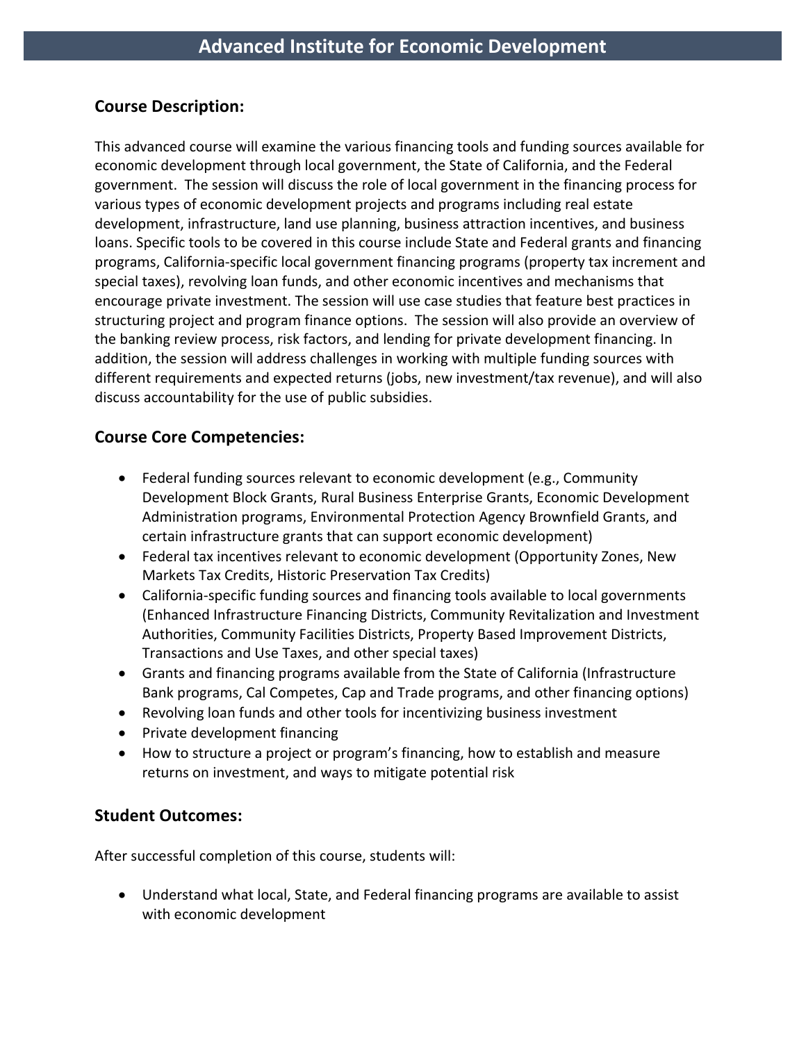# Advanced Institute for Economic Development

## Course Description:

This advanced course will examine the various financing tools and funding sources available for economic development through local government, the State of California, and the Federal government. The session will discuss the role of local government in the financing process for various types of economic development projects and programs including real estate development, infrastructure, land use planning, business attraction incentives, and business loans. Specific tools to be covered in this course include State and Federal grants and financing programs, California-specific local government financing programs (property tax increment and special taxes), revolving loan funds, and other economic incentives and mechanisms that encourage private investment. The session will use case studies that feature best practices in structuring project and program finance options. The session will also provide an overview of the banking review process, risk factors, and lending for private development financing. In addition, the session will address challenges in working with multiple funding sources with different requirements and expected returns (jobs, new investment/tax revenue), and will also discuss accountability for the use of public subsidies.

## Course Core Competencies:

- Federal funding sources relevant to economic development (e.g., Community Development Block Grants, Rural Business Enterprise Grants, Economic Development Administration programs, Environmental Protection Agency Brownfield Grants, and certain infrastructure grants that can support economic development)
- Federal tax incentives relevant to economic development (Opportunity Zones, New Markets Tax Credits, Historic Preservation Tax Credits)
- California-specific funding sources and financing tools available to local governments (Enhanced Infrastructure Financing Districts, Community Revitalization and Investment Authorities, Community Facilities Districts, Property Based Improvement Districts, Transactions and Use Taxes, and other special taxes)
- Grants and financing programs available from the State of California (Infrastructure Bank programs, Cal Competes, Cap and Trade programs, and other financing options)
- Revolving loan funds and other tools for incentivizing business investment
- Private development financing
- How to structure a project or program's financing, how to establish and measure returns on investment, and ways to mitigate potential risk

## Student Outcomes:

After successful completion of this course, students will:

- Understand what local, State, and Federal financing programs are available to assist with economic development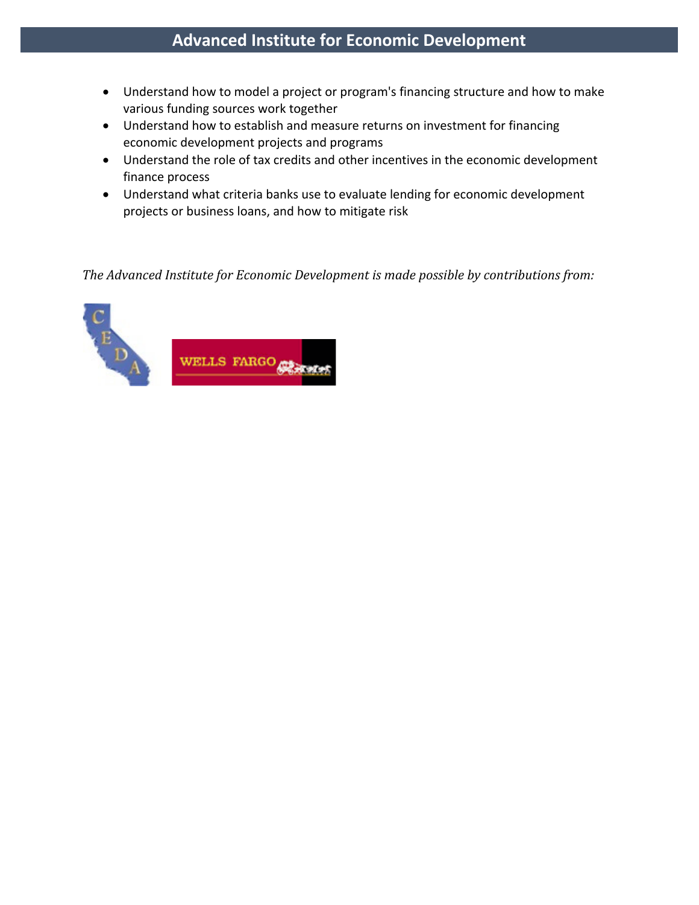# Advanced Institute for Economic Development

- Understand how to model a project or program's financing structure and how to make various funding sources work together
- Understand how to establish and measure returns on investment for financing economic development projects and programs
- Understand the role of tax credits and other incentives in the economic development finance process
- Understand what criteria banks use to evaluate lending for economic development projects or business loans, and how to mitigate risk

*The Advanced Institute for Economic Development is made possible by contributions from:*

CEDA

WELLS FARGO